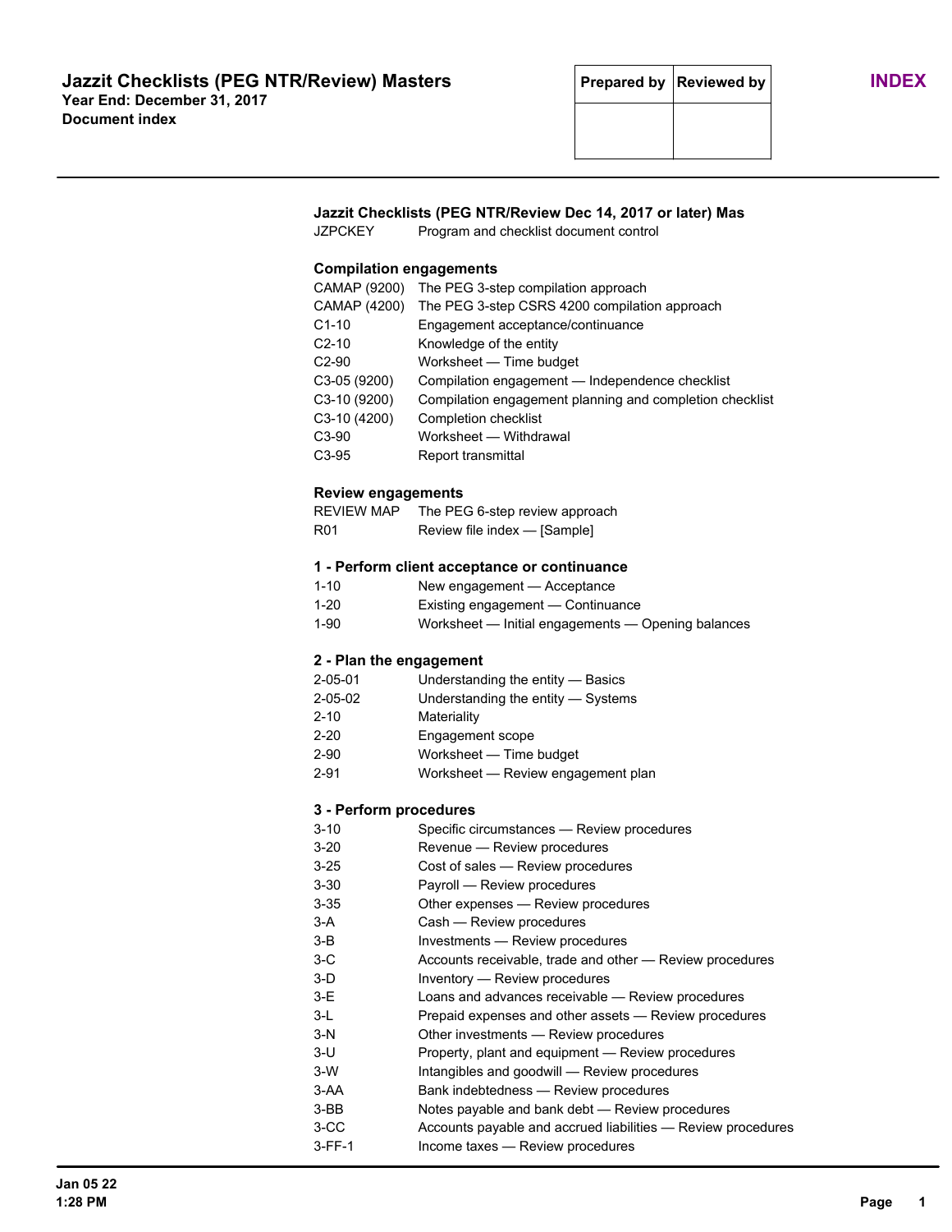# Jazzit Checklists (PEG NTR/Review) Masters

**Year End: December 31, 2017**
**Document index**

| Prepared by | Reviewed by |
|---|---|
| | |

**INDEX**

### Jazzit Checklists (PEG NTR/Review Dec 14, 2017 or later) Mas

| | |
|---|---|
| JZPCKEY | Program and checklist document control |

### Compilation engagements

| | |
|---|---|
| CAMAP (9200) | The PEG 3-step compilation approach |
| CAMAP (4200) | The PEG 3-step CSRS 4200 compilation approach |
| C1-10 | Engagement acceptance/continuance |
| C2-10 | Knowledge of the entity |
| C2-90 | Worksheet — Time budget |
| C3-05 (9200) | Compilation engagement — Independence checklist |
| C3-10 (9200) | Compilation engagement planning and completion checklist |
| C3-10 (4200) | Completion checklist |
| C3-90 | Worksheet — Withdrawal |
| C3-95 | Report transmittal |

### Review engagements

| | |
|---|---|
| REVIEW MAP | The PEG 6-step review approach |
| R01 | Review file index — [Sample] |

### 1 - Perform client acceptance or continuance

| | |
|---|---|
| 1-10 | New engagement — Acceptance |
| 1-20 | Existing engagement — Continuance |
| 1-90 | Worksheet — Initial engagements — Opening balances |

### 2 - Plan the engagement

| | |
|---|---|
| 2-05-01 | Understanding the entity — Basics |
| 2-05-02 | Understanding the entity — Systems |
| 2-10 | Materiality |
| 2-20 | Engagement scope |
| 2-90 | Worksheet — Time budget |
| 2-91 | Worksheet — Review engagement plan |

### 3 - Perform procedures

| | |
|---|---|
| 3-10 | Specific circumstances — Review procedures |
| 3-20 | Revenue — Review procedures |
| 3-25 | Cost of sales — Review procedures |
| 3-30 | Payroll — Review procedures |
| 3-35 | Other expenses — Review procedures |
| 3-A | Cash — Review procedures |
| 3-B | Investments — Review procedures |
| 3-C | Accounts receivable, trade and other — Review procedures |
| 3-D | Inventory — Review procedures |
| 3-E | Loans and advances receivable — Review procedures |
| 3-L | Prepaid expenses and other assets — Review procedures |
| 3-N | Other investments — Review procedures |
| 3-U | Property, plant and equipment — Review procedures |
| 3-W | Intangibles and goodwill — Review procedures |
| 3-AA | Bank indebtedness — Review procedures |
| 3-BB | Notes payable and bank debt — Review procedures |
| 3-CC | Accounts payable and accrued liabilities — Review procedures |
| 3-FF-1 | Income taxes — Review procedures |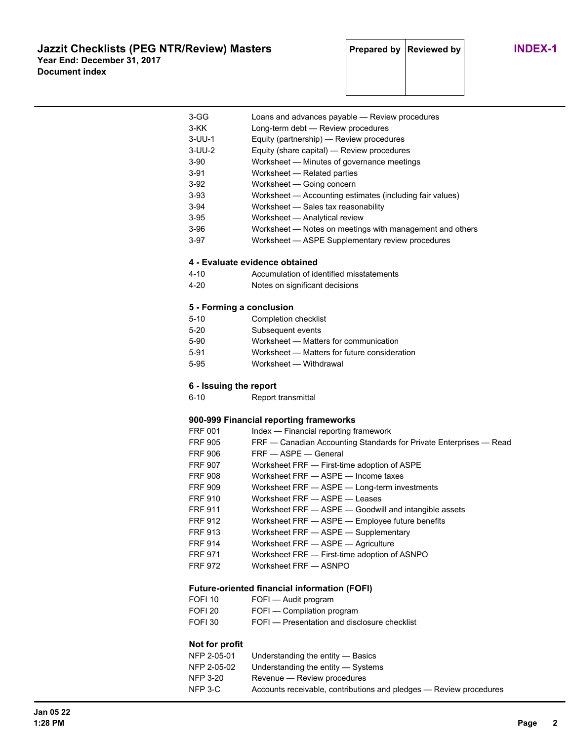| | |
|---|---|
| 3-GG | Loans and advances payable — Review procedures |
| 3-KK | Long-term debt — Review procedures |
| 3-UU-1 | Equity (partnership) — Review procedures |
| 3-UU-2 | Equity (share capital) — Review procedures |
| 3-90 | Worksheet — Minutes of governance meetings |
| 3-91 | Worksheet — Related parties |
| 3-92 | Worksheet — Going concern |
| 3-93 | Worksheet — Accounting estimates (including fair values) |
| 3-94 | Worksheet — Sales tax reasonability |
| 3-95 | Worksheet — Analytical review |
| 3-96 | Worksheet — Notes on meetings with management and others |
| 3-97 | Worksheet — ASPE Supplementary review procedures |

**4 - Evaluate evidence obtained**

| | |
|---|---|
| 4-10 | Accumulation of identified misstatements |
| 4-20 | Notes on significant decisions |

**5 - Forming a conclusion**

| | |
|---|---|
| 5-10 | Completion checklist |
| 5-20 | Subsequent events |
| 5-90 | Worksheet — Matters for communication |
| 5-91 | Worksheet — Matters for future consideration |
| 5-95 | Worksheet — Withdrawal |

**6 - Issuing the report**

| | |
|---|---|
| 6-10 | Report transmittal |

**900-999 Financial reporting frameworks**

| | |
|---|---|
| FRF 001 | Index — Financial reporting framework |
| FRF 905 | FRF — Canadian Accounting Standards for Private Enterprises — Read |
| FRF 906 | FRF — ASPE — General |
| FRF 907 | Worksheet FRF — First-time adoption of ASPE |
| FRF 908 | Worksheet FRF — ASPE — Income taxes |
| FRF 909 | Worksheet FRF — ASPE — Long-term investments |
| FRF 910 | Worksheet FRF — ASPE — Leases |
| FRF 911 | Worksheet FRF — ASPE — Goodwill and intangible assets |
| FRF 912 | Worksheet FRF — ASPE — Employee future benefits |
| FRF 913 | Worksheet FRF — ASPE — Supplementary |
| FRF 914 | Worksheet FRF — ASPE — Agriculture |
| FRF 971 | Worksheet FRF — First-time adoption of ASNPO |
| FRF 972 | Worksheet FRF — ASNPO |

**Future-oriented financial information (FOFI)**

| | |
|---|---|
| FOFI 10 | FOFI — Audit program |
| FOFI 20 | FOFI — Compilation program |
| FOFI 30 | FOFI — Presentation and disclosure checklist |

**Not for profit**

| | |
|---|---|
| NFP 2-05-01 | Understanding the entity — Basics |
| NFP 2-05-02 | Understanding the entity — Systems |
| NFP 3-20 | Revenue — Review procedures |
| NFP 3-C | Accounts receivable, contributions and pledges — Review procedures |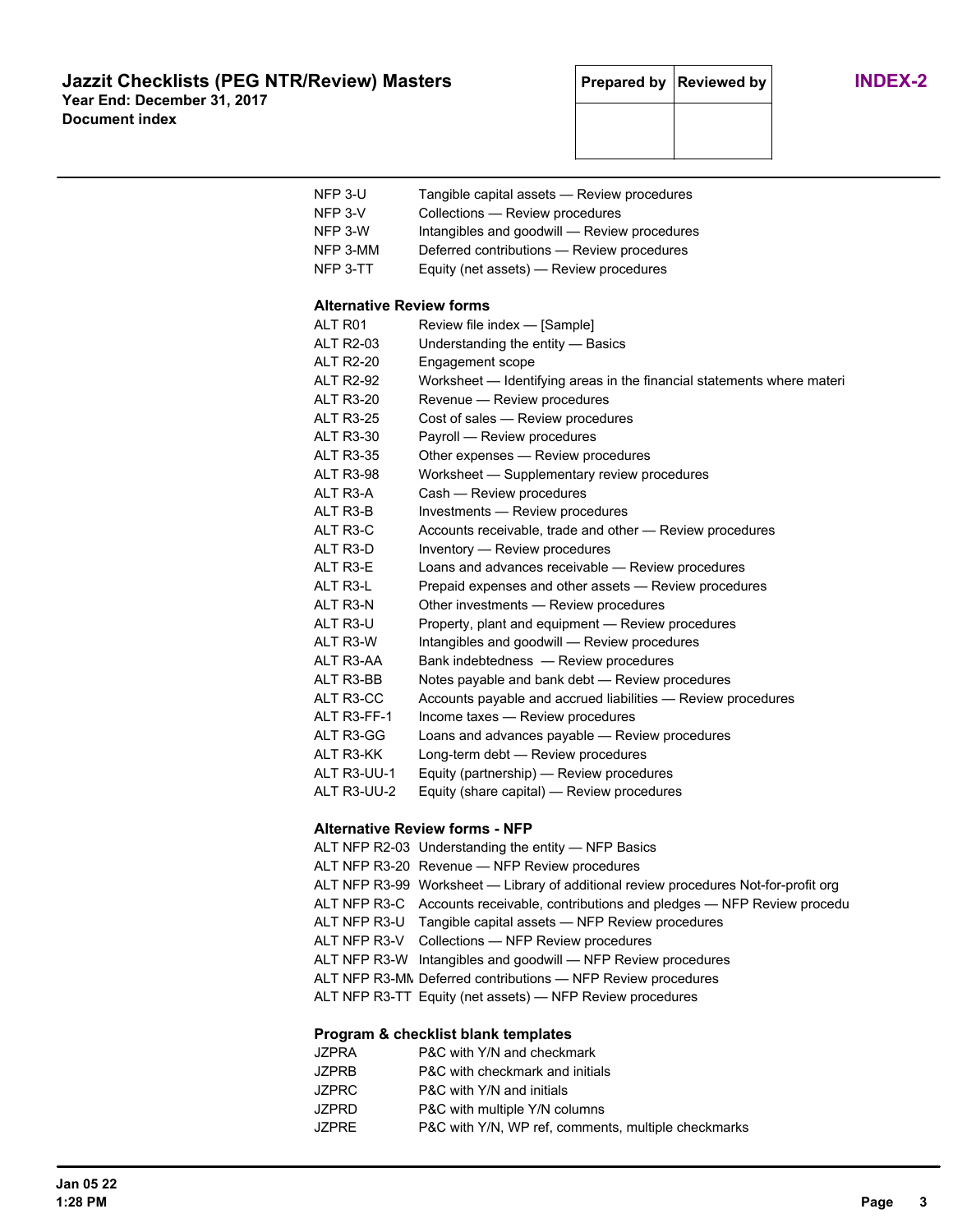| | |
|---|---|
| NFP 3-U | Tangible capital assets — Review procedures |
| NFP 3-V | Collections — Review procedures |
| NFP 3-W | Intangibles and goodwill — Review procedures |
| NFP 3-MM | Deferred contributions — Review procedures |
| NFP 3-TT | Equity (net assets) — Review procedures |

### Alternative Review forms

| | |
|---|---|
| ALT R01 | Review file index — [Sample] |
| ALT R2-03 | Understanding the entity — Basics |
| ALT R2-20 | Engagement scope |
| ALT R2-92 | Worksheet — Identifying areas in the financial statements where materi |
| ALT R3-20 | Revenue — Review procedures |
| ALT R3-25 | Cost of sales — Review procedures |
| ALT R3-30 | Payroll — Review procedures |
| ALT R3-35 | Other expenses — Review procedures |
| ALT R3-98 | Worksheet — Supplementary review procedures |
| ALT R3-A | Cash — Review procedures |
| ALT R3-B | Investments — Review procedures |
| ALT R3-C | Accounts receivable, trade and other — Review procedures |
| ALT R3-D | Inventory — Review procedures |
| ALT R3-E | Loans and advances receivable — Review procedures |
| ALT R3-L | Prepaid expenses and other assets — Review procedures |
| ALT R3-N | Other investments — Review procedures |
| ALT R3-U | Property, plant and equipment — Review procedures |
| ALT R3-W | Intangibles and goodwill — Review procedures |
| ALT R3-AA | Bank indebtedness — Review procedures |
| ALT R3-BB | Notes payable and bank debt — Review procedures |
| ALT R3-CC | Accounts payable and accrued liabilities — Review procedures |
| ALT R3-FF-1 | Income taxes — Review procedures |
| ALT R3-GG | Loans and advances payable — Review procedures |
| ALT R3-KK | Long-term debt — Review procedures |
| ALT R3-UU-1 | Equity (partnership) — Review procedures |
| ALT R3-UU-2 | Equity (share capital) — Review procedures |

### Alternative Review forms - NFP

| | |
|---|---|
| ALT NFP R2-03 | Understanding the entity — NFP Basics |
| ALT NFP R3-20 | Revenue — NFP Review procedures |
| ALT NFP R3-99 | Worksheet — Library of additional review procedures Not-for-profit org |
| ALT NFP R3-C | Accounts receivable, contributions and pledges — NFP Review procedu |
| ALT NFP R3-U | Tangible capital assets — NFP Review procedures |
| ALT NFP R3-V | Collections — NFP Review procedures |
| ALT NFP R3-W | Intangibles and goodwill — NFP Review procedures |
| ALT NFP R3-MM | Deferred contributions — NFP Review procedures |
| ALT NFP R3-TT | Equity (net assets) — NFP Review procedures |

### Program & checklist blank templates

| | |
|---|---|
| JZPRA | P&C with Y/N and checkmark |
| JZPRB | P&C with checkmark and initials |
| JZPRC | P&C with Y/N and initials |
| JZPRD | P&C with multiple Y/N columns |
| JZPRE | P&C with Y/N, WP ref, comments, multiple checkmarks |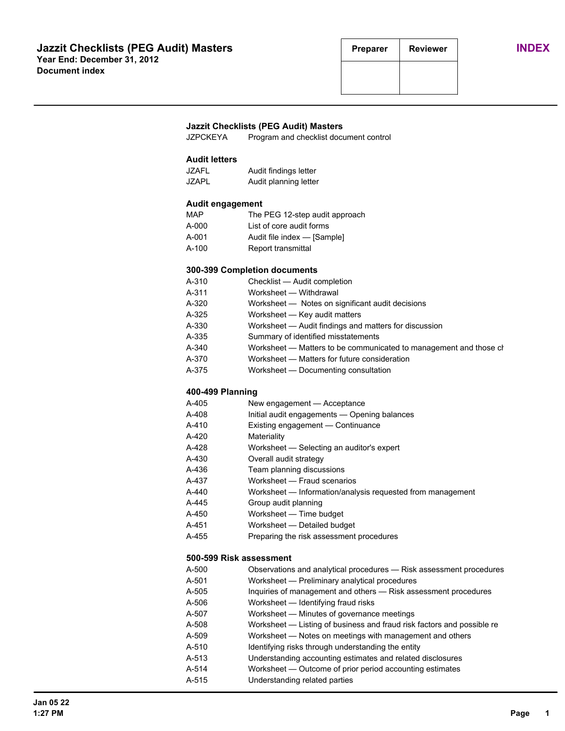# Jazzit Checklists (PEG Audit) Masters

**Year End: December 31, 2012**
**Document index**

| Preparer | Reviewer |
|---|---|
| | |

**INDEX**

### Jazzit Checklists (PEG Audit) Masters

| | |
|---|---|
| JZPCKEYA | Program and checklist document control |

### Audit letters

| | |
|---|---|
| JZAFL | Audit findings letter |
| JZAPL | Audit planning letter |

### Audit engagement

| | |
|---|---|
| MAP | The PEG 12-step audit approach |
| A-000 | List of core audit forms |
| A-001 | Audit file index — [Sample] |
| A-100 | Report transmittal |

### 300-399 Completion documents

| | |
|---|---|
| A-310 | Checklist — Audit completion |
| A-311 | Worksheet — Withdrawal |
| A-320 | Worksheet — Notes on significant audit decisions |
| A-325 | Worksheet — Key audit matters |
| A-330 | Worksheet — Audit findings and matters for discussion |
| A-335 | Summary of identified misstatements |
| A-340 | Worksheet — Matters to be communicated to management and those ch |
| A-370 | Worksheet — Matters for future consideration |
| A-375 | Worksheet — Documenting consultation |

### 400-499 Planning

| | |
|---|---|
| A-405 | New engagement — Acceptance |
| A-408 | Initial audit engagements — Opening balances |
| A-410 | Existing engagement — Continuance |
| A-420 | Materiality |
| A-428 | Worksheet — Selecting an auditor's expert |
| A-430 | Overall audit strategy |
| A-436 | Team planning discussions |
| A-437 | Worksheet — Fraud scenarios |
| A-440 | Worksheet — Information/analysis requested from management |
| A-445 | Group audit planning |
| A-450 | Worksheet — Time budget |
| A-451 | Worksheet — Detailed budget |
| A-455 | Preparing the risk assessment procedures |

### 500-599 Risk assessment

| | |
|---|---|
| A-500 | Observations and analytical procedures — Risk assessment procedures |
| A-501 | Worksheet — Preliminary analytical procedures |
| A-505 | Inquiries of management and others — Risk assessment procedures |
| A-506 | Worksheet — Identifying fraud risks |
| A-507 | Worksheet — Minutes of governance meetings |
| A-508 | Worksheet — Listing of business and fraud risk factors and possible re |
| A-509 | Worksheet — Notes on meetings with management and others |
| A-510 | Identifying risks through understanding the entity |
| A-513 | Understanding accounting estimates and related disclosures |
| A-514 | Worksheet — Outcome of prior period accounting estimates |
| A-515 | Understanding related parties |

Jan 05 22
1:27 PM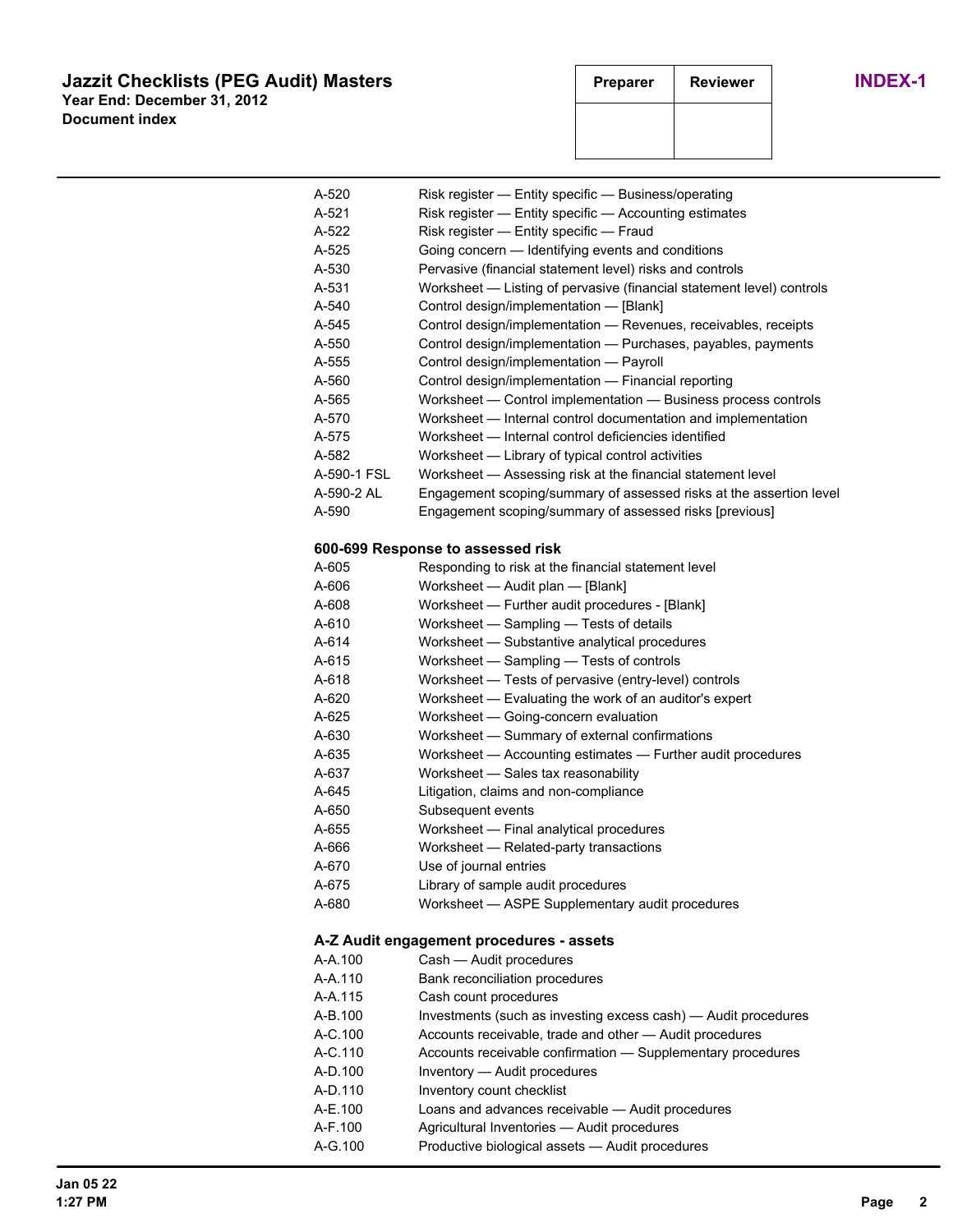| | |
|---|---|
| A-520 | Risk register — Entity specific — Business/operating |
| A-521 | Risk register — Entity specific — Accounting estimates |
| A-522 | Risk register — Entity specific — Fraud |
| A-525 | Going concern — Identifying events and conditions |
| A-530 | Pervasive (financial statement level) risks and controls |
| A-531 | Worksheet — Listing of pervasive (financial statement level) controls |
| A-540 | Control design/implementation — [Blank] |
| A-545 | Control design/implementation — Revenues, receivables, receipts |
| A-550 | Control design/implementation — Purchases, payables, payments |
| A-555 | Control design/implementation — Payroll |
| A-560 | Control design/implementation — Financial reporting |
| A-565 | Worksheet — Control implementation — Business process controls |
| A-570 | Worksheet — Internal control documentation and implementation |
| A-575 | Worksheet — Internal control deficiencies identified |
| A-582 | Worksheet — Library of typical control activities |
| A-590-1 FSL | Worksheet — Assessing risk at the financial statement level |
| A-590-2 AL | Engagement scoping/summary of assessed risks at the assertion level |
| A-590 | Engagement scoping/summary of assessed risks [previous] |

**600-699 Response to assessed risk**

| | |
|---|---|
| A-605 | Responding to risk at the financial statement level |
| A-606 | Worksheet — Audit plan — [Blank] |
| A-608 | Worksheet — Further audit procedures - [Blank] |
| A-610 | Worksheet — Sampling — Tests of details |
| A-614 | Worksheet — Substantive analytical procedures |
| A-615 | Worksheet — Sampling — Tests of controls |
| A-618 | Worksheet — Tests of pervasive (entry-level) controls |
| A-620 | Worksheet — Evaluating the work of an auditor's expert |
| A-625 | Worksheet — Going-concern evaluation |
| A-630 | Worksheet — Summary of external confirmations |
| A-635 | Worksheet — Accounting estimates — Further audit procedures |
| A-637 | Worksheet — Sales tax reasonability |
| A-645 | Litigation, claims and non-compliance |
| A-650 | Subsequent events |
| A-655 | Worksheet — Final analytical procedures |
| A-666 | Worksheet — Related-party transactions |
| A-670 | Use of journal entries |
| A-675 | Library of sample audit procedures |
| A-680 | Worksheet — ASPE Supplementary audit procedures |

**A-Z Audit engagement procedures - assets**

| | |
|---|---|
| A-A.100 | Cash — Audit procedures |
| A-A.110 | Bank reconciliation procedures |
| A-A.115 | Cash count procedures |
| A-B.100 | Investments (such as investing excess cash) — Audit procedures |
| A-C.100 | Accounts receivable, trade and other — Audit procedures |
| A-C.110 | Accounts receivable confirmation — Supplementary procedures |
| A-D.100 | Inventory — Audit procedures |
| A-D.110 | Inventory count checklist |
| A-E.100 | Loans and advances receivable — Audit procedures |
| A-F.100 | Agricultural Inventories — Audit procedures |
| A-G.100 | Productive biological assets — Audit procedures |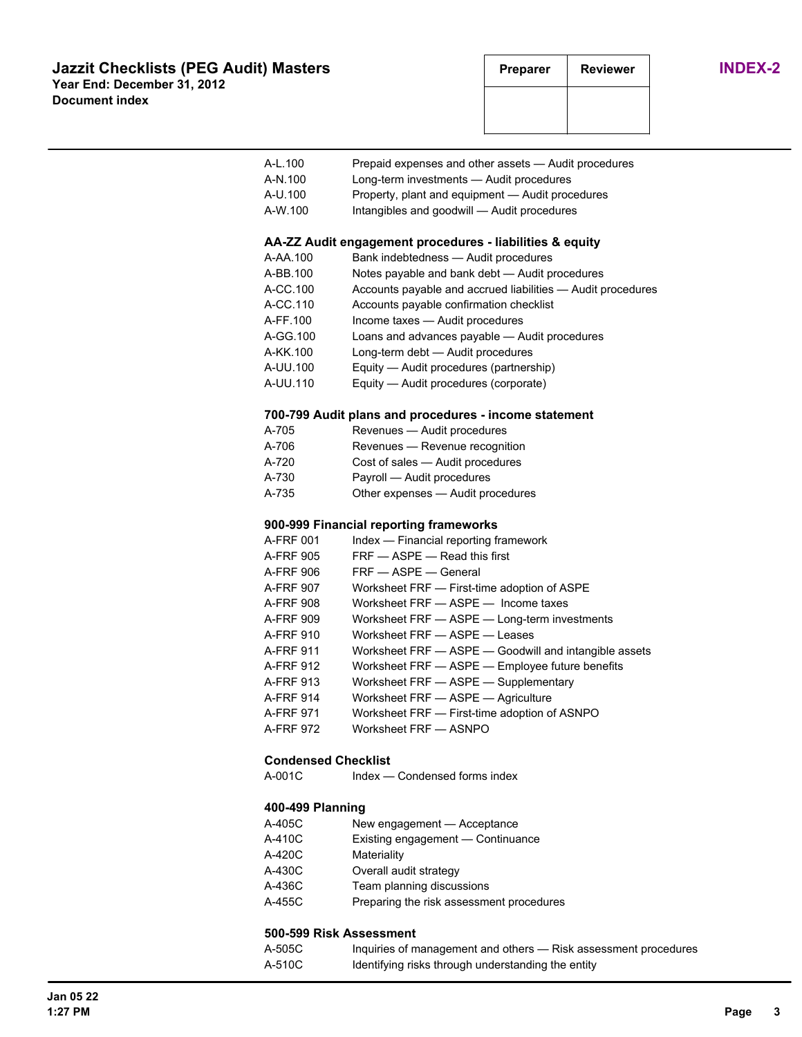| Code | Description |
| --- | --- |
| A-L.100 | Prepaid expenses and other assets — Audit procedures |
| A-N.100 | Long-term investments — Audit procedures |
| A-U.100 | Property, plant and equipment — Audit procedures |
| A-W.100 | Intangibles and goodwill — Audit procedures |

### AA-ZZ Audit engagement procedures - liabilities & equity

| Code | Description |
| --- | --- |
| A-AA.100 | Bank indebtedness — Audit procedures |
| A-BB.100 | Notes payable and bank debt — Audit procedures |
| A-CC.100 | Accounts payable and accrued liabilities — Audit procedures |
| A-CC.110 | Accounts payable confirmation checklist |
| A-FF.100 | Income taxes — Audit procedures |
| A-GG.100 | Loans and advances payable — Audit procedures |
| A-KK.100 | Long-term debt — Audit procedures |
| A-UU.100 | Equity — Audit procedures (partnership) |
| A-UU.110 | Equity — Audit procedures (corporate) |

### 700-799 Audit plans and procedures - income statement

| Code | Description |
| --- | --- |
| A-705 | Revenues — Audit procedures |
| A-706 | Revenues — Revenue recognition |
| A-720 | Cost of sales — Audit procedures |
| A-730 | Payroll — Audit procedures |
| A-735 | Other expenses — Audit procedures |

### 900-999 Financial reporting frameworks

| Code | Description |
| --- | --- |
| A-FRF 001 | Index — Financial reporting framework |
| A-FRF 905 | FRF — ASPE — Read this first |
| A-FRF 906 | FRF — ASPE — General |
| A-FRF 907 | Worksheet FRF — First-time adoption of ASPE |
| A-FRF 908 | Worksheet FRF — ASPE — Income taxes |
| A-FRF 909 | Worksheet FRF — ASPE — Long-term investments |
| A-FRF 910 | Worksheet FRF — ASPE — Leases |
| A-FRF 911 | Worksheet FRF — ASPE — Goodwill and intangible assets |
| A-FRF 912 | Worksheet FRF — ASPE — Employee future benefits |
| A-FRF 913 | Worksheet FRF — ASPE — Supplementary |
| A-FRF 914 | Worksheet FRF — ASPE — Agriculture |
| A-FRF 971 | Worksheet FRF — First-time adoption of ASNPO |
| A-FRF 972 | Worksheet FRF — ASNPO |

### Condensed Checklist

| Code | Description |
| --- | --- |
| A-001C | Index — Condensed forms index |

### 400-499 Planning

| Code | Description |
| --- | --- |
| A-405C | New engagement — Acceptance |
| A-410C | Existing engagement — Continuance |
| A-420C | Materiality |
| A-430C | Overall audit strategy |
| A-436C | Team planning discussions |
| A-455C | Preparing the risk assessment procedures |

### 500-599 Risk Assessment

| Code | Description |
| --- | --- |
| A-505C | Inquiries of management and others — Risk assessment procedures |
| A-510C | Identifying risks through understanding the entity |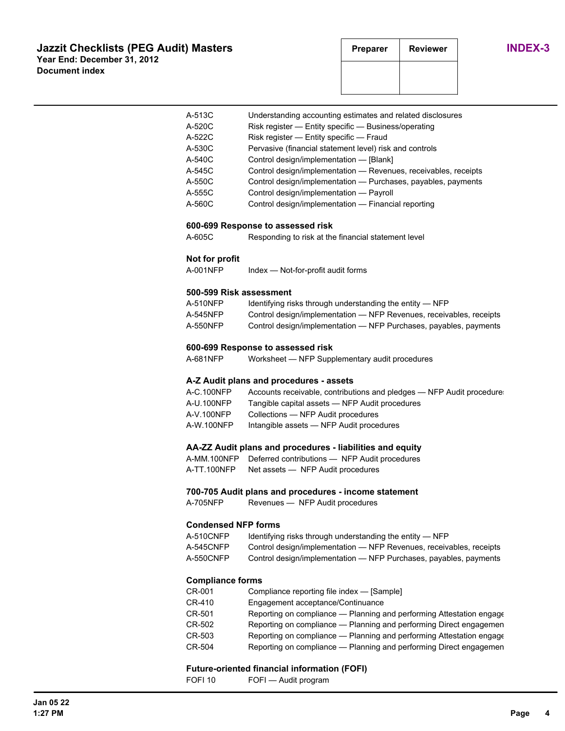| Code | Description |
|---|---|
| A-513C | Understanding accounting estimates and related disclosures |
| A-520C | Risk register — Entity specific — Business/operating |
| A-522C | Risk register — Entity specific — Fraud |
| A-530C | Pervasive (financial statement level) risk and controls |
| A-540C | Control design/implementation — [Blank] |
| A-545C | Control design/implementation — Revenues, receivables, receipts |
| A-550C | Control design/implementation — Purchases, payables, payments |
| A-555C | Control design/implementation — Payroll |
| A-560C | Control design/implementation — Financial reporting |

**600-699 Response to assessed risk**

| Code | Description |
|---|---|
| A-605C | Responding to risk at the financial statement level |

**Not for profit**

| Code | Description |
|---|---|
| A-001NFP | Index — Not-for-profit audit forms |

**500-599 Risk assessment**

| Code | Description |
|---|---|
| A-510NFP | Identifying risks through understanding the entity — NFP |
| A-545NFP | Control design/implementation — NFP Revenues, receivables, receipts |
| A-550NFP | Control design/implementation — NFP Purchases, payables, payments |

**600-699 Response to assessed risk**

| Code | Description |
|---|---|
| A-681NFP | Worksheet — NFP Supplementary audit procedures |

**A-Z Audit plans and procedures - assets**

| Code | Description |
|---|---|
| A-C.100NFP | Accounts receivable, contributions and pledges — NFP Audit procedure |
| A-U.100NFP | Tangible capital assets — NFP Audit procedures |
| A-V.100NFP | Collections — NFP Audit procedures |
| A-W.100NFP | Intangible assets — NFP Audit procedures |

**AA-ZZ Audit plans and procedures - liabilities and equity**

| Code | Description |
|---|---|
| A-MM.100NFP | Deferred contributions — NFP Audit procedures |
| A-TT.100NFP | Net assets — NFP Audit procedures |

**700-705 Audit plans and procedures - income statement**

| Code | Description |
|---|---|
| A-705NFP | Revenues — NFP Audit procedures |

**Condensed NFP forms**

| Code | Description |
|---|---|
| A-510CNFP | Identifying risks through understanding the entity — NFP |
| A-545CNFP | Control design/implementation — NFP Revenues, receivables, receipts |
| A-550CNFP | Control design/implementation — NFP Purchases, payables, payments |

**Compliance forms**

| Code | Description |
|---|---|
| CR-001 | Compliance reporting file index — [Sample] |
| CR-410 | Engagement acceptance/Continuance |
| CR-501 | Reporting on compliance — Planning and performing Attestation engage |
| CR-502 | Reporting on compliance — Planning and performing Direct engagemen |
| CR-503 | Reporting on compliance — Planning and performing Attestation engage |
| CR-504 | Reporting on compliance — Planning and performing Direct engagemen |

**Future-oriented financial information (FOFI)**

| Code | Description |
|---|---|
| FOFI 10 | FOFI — Audit program |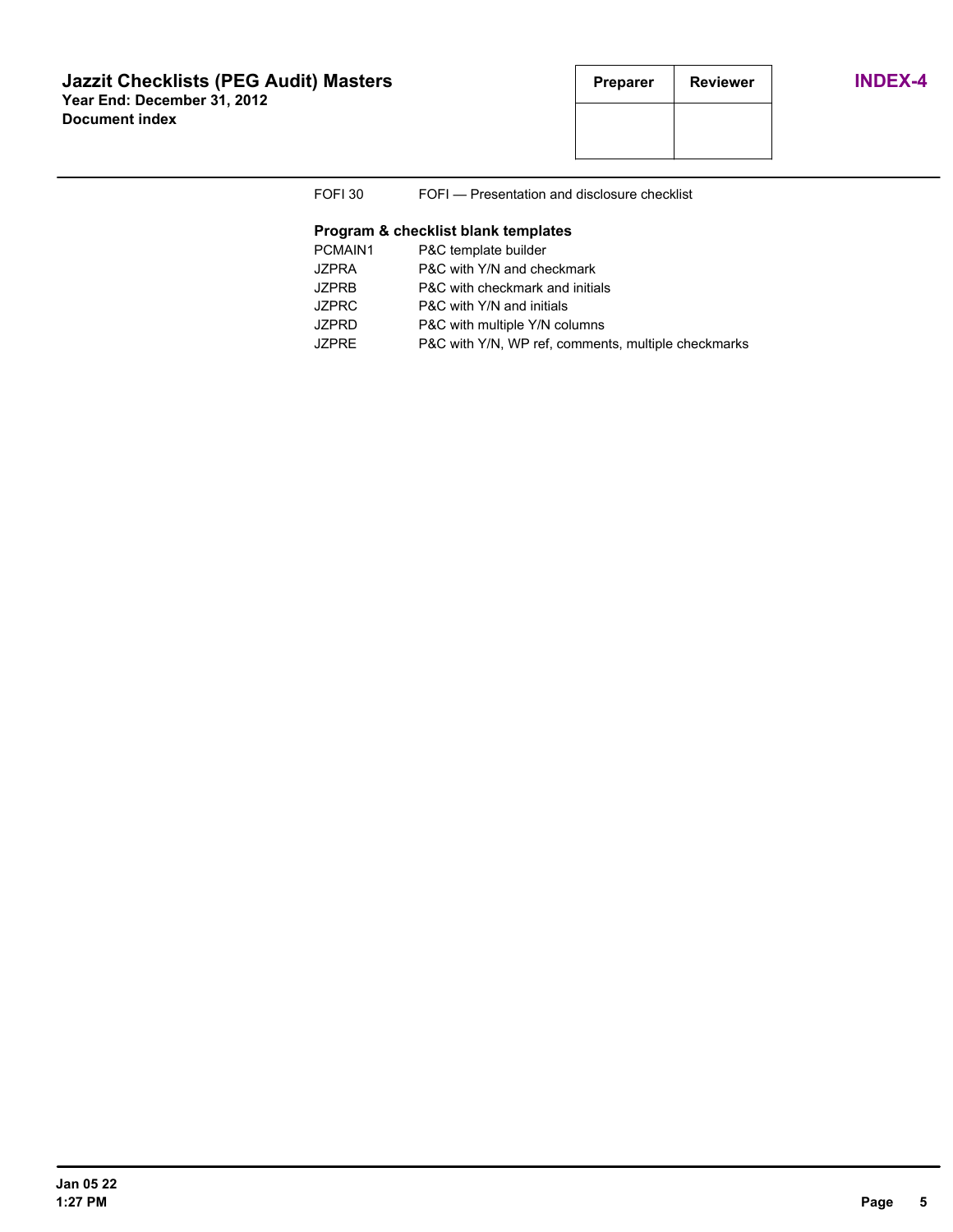| | |
|---|---|
| FOFI 30 | FOFI — Presentation and disclosure checklist |

**Program & checklist blank templates**

| | |
|---|---|
| PCMAIN1 | P&C template builder |
| JZPRA | P&C with Y/N and checkmark |
| JZPRB | P&C with checkmark and initials |
| JZPRC | P&C with Y/N and initials |
| JZPRD | P&C with multiple Y/N columns |
| JZPRE | P&C with Y/N, WP ref, comments, multiple checkmarks |